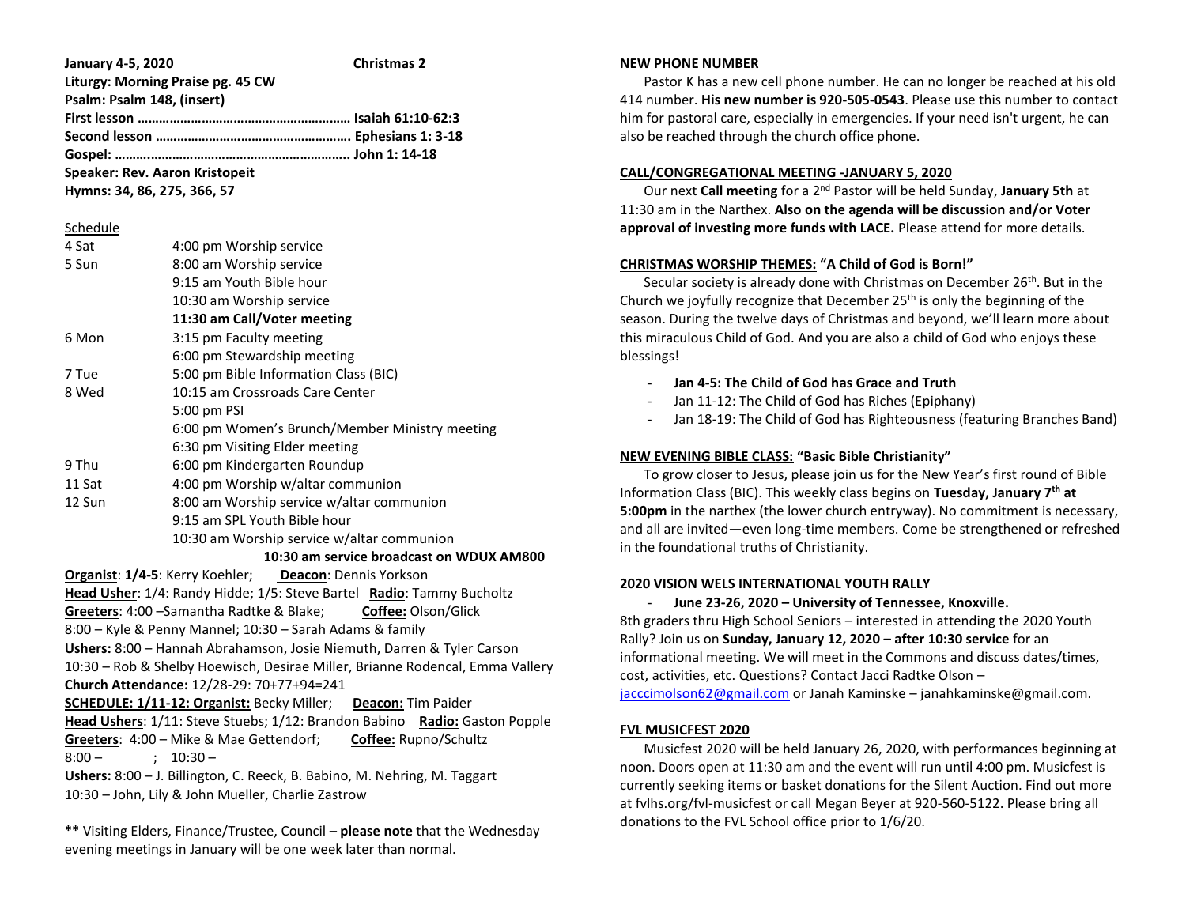**January 4-5, 2020** **Christmas 2**

**Liturgy: Morning Praise pg. 45 CW**

**Psalm: Psalm 148, (insert)**

**First lesson …………………………………………………… Isaiah 61:10-62:3**

**Second lesson ……………………………………………… Ephesians 1: 3-18**

**Gospel: ……..……………………………………………….. John 1: 14-18**

**Speaker: Rev. Aaron Kristopeit**

**Hymns: 34, 86, 275, 366, 57**

Schedule

| | |
|---|---|
| 4 Sat | 4:00 pm Worship service |
| 5 Sun | 8:00 am Worship service |
| | 9:15 am Youth Bible hour |
| | 10:30 am Worship service |
| | **11:30 am Call/Voter meeting** |
| 6 Mon | 3:15 pm Faculty meeting |
| | 6:00 pm Stewardship meeting |
| 7 Tue | 5:00 pm Bible Information Class (BIC) |
| 8 Wed | 10:15 am Crossroads Care Center |
| | 5:00 pm PSI |
| | 6:00 pm Women's Brunch/Member Ministry meeting |
| | 6:30 pm Visiting Elder meeting |
| 9 Thu | 6:00 pm Kindergarten Roundup |
| 11 Sat | 4:00 pm Worship w/altar communion |
| 12 Sun | 8:00 am Worship service w/altar communion |
| | 9:15 am SPL Youth Bible hour |
| | 10:30 am Worship service w/altar communion |

**10:30 am service broadcast on WDUX AM800**

**Organist**: **1/4-5**: Kerry Koehler; **Deacon**: Dennis Yorkson

**Head Usher**: 1/4: Randy Hidde; 1/5: Steve Bartel **Radio**: Tammy Bucholtz

**Greeters**: 4:00 –Samantha Radtke & Blake; **Coffee:** Olson/Glick

8:00 – Kyle & Penny Mannel; 10:30 – Sarah Adams & family

**Ushers:** 8:00 – Hannah Abrahamson, Josie Niemuth, Darren & Tyler Carson

10:30 – Rob & Shelby Hoewisch, Desirae Miller, Brianne Rodencal, Emma Vallery

**Church Attendance:** 12/28-29: 70+77+94=241

**SCHEDULE: 1/11-12: Organist:** Becky Miller; **Deacon:** Tim Paider

**Head Ushers**: 1/11: Steve Stuebs; 1/12: Brandon Babino **Radio:** Gaston Popple

**Greeters**: 4:00 – Mike & Mae Gettendorf; **Coffee:** Rupno/Schultz

8:00 – ; 10:30 –

**Ushers:** 8:00 – J. Billington, C. Reeck, B. Babino, M. Nehring, M. Taggart

10:30 – John, Lily & John Mueller, Charlie Zastrow

**\*\*** Visiting Elders, Finance/Trustee, Council – **please note** that the Wednesday evening meetings in January will be one week later than normal.

## NEW PHONE NUMBER

Pastor K has a new cell phone number. He can no longer be reached at his old 414 number. **His new number is 920-505-0543**. Please use this number to contact him for pastoral care, especially in emergencies. If your need isn't urgent, he can also be reached through the church office phone.

## CALL/CONGREGATIONAL MEETING -JANUARY 5, 2020

Our next **Call meeting** for a 2nd Pastor will be held Sunday, **January 5th** at 11:30 am in the Narthex. **Also on the agenda will be discussion and/or Voter approval of investing more funds with LACE.** Please attend for more details.

## CHRISTMAS WORSHIP THEMES: "A Child of God is Born!"

Secular society is already done with Christmas on December 26th. But in the Church we joyfully recognize that December 25th is only the beginning of the season. During the twelve days of Christmas and beyond, we'll learn more about this miraculous Child of God. And you are also a child of God who enjoys these blessings!

- **Jan 4-5: The Child of God has Grace and Truth**
- Jan 11-12: The Child of God has Riches (Epiphany)
- Jan 18-19: The Child of God has Righteousness (featuring Branches Band)

## NEW EVENING BIBLE CLASS: "Basic Bible Christianity"

To grow closer to Jesus, please join us for the New Year's first round of Bible Information Class (BIC). This weekly class begins on **Tuesday, January 7th at 5:00pm** in the narthex (the lower church entryway). No commitment is necessary, and all are invited—even long-time members. Come be strengthened or refreshed in the foundational truths of Christianity.

## 2020 VISION WELS INTERNATIONAL YOUTH RALLY

- **June 23-26, 2020 – University of Tennessee, Knoxville.**

8th graders thru High School Seniors – interested in attending the 2020 Youth Rally? Join us on **Sunday, January 12, 2020 – after 10:30 service** for an informational meeting. We will meet in the Commons and discuss dates/times, cost, activities, etc. Questions? Contact Jacci Radtke Olson – jacccimolson62@gmail.com or Janah Kaminske – janahkaminske@gmail.com.

## FVL MUSICFEST 2020

Musicfest 2020 will be held January 26, 2020, with performances beginning at noon. Doors open at 11:30 am and the event will run until 4:00 pm. Musicfest is currently seeking items or basket donations for the Silent Auction. Find out more at fvlhs.org/fvl-musicfest or call Megan Beyer at 920-560-5122. Please bring all donations to the FVL School office prior to 1/6/20.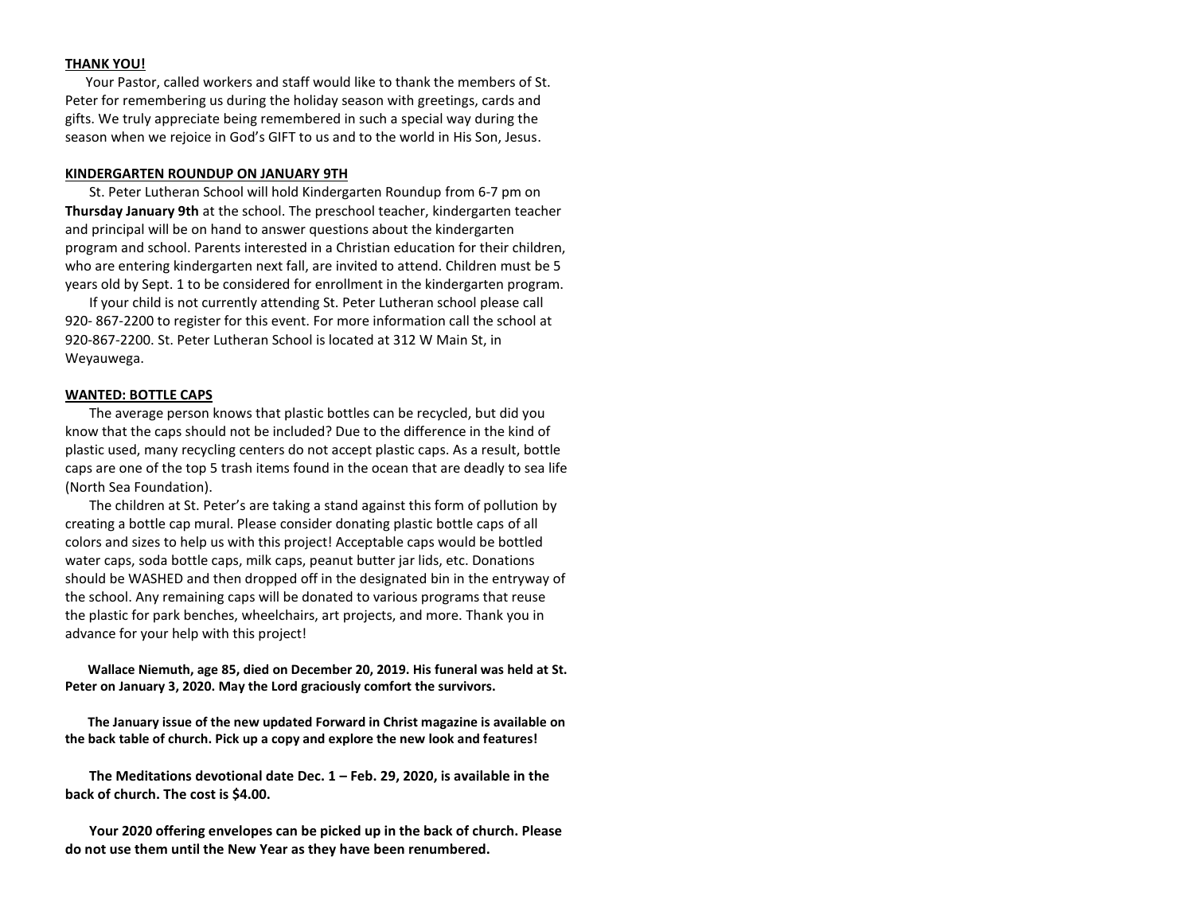**THANK YOU!**

Your Pastor, called workers and staff would like to thank the members of St. Peter for remembering us during the holiday season with greetings, cards and gifts. We truly appreciate being remembered in such a special way during the season when we rejoice in God's GIFT to us and to the world in His Son, Jesus.

**KINDERGARTEN ROUNDUP ON JANUARY 9TH**

St. Peter Lutheran School will hold Kindergarten Roundup from 6-7 pm on **Thursday January 9th** at the school. The preschool teacher, kindergarten teacher and principal will be on hand to answer questions about the kindergarten program and school. Parents interested in a Christian education for their children, who are entering kindergarten next fall, are invited to attend. Children must be 5 years old by Sept. 1 to be considered for enrollment in the kindergarten program.

If your child is not currently attending St. Peter Lutheran school please call 920- 867-2200 to register for this event. For more information call the school at 920-867-2200. St. Peter Lutheran School is located at 312 W Main St, in Weyauwega.

**WANTED: BOTTLE CAPS**

The average person knows that plastic bottles can be recycled, but did you know that the caps should not be included? Due to the difference in the kind of plastic used, many recycling centers do not accept plastic caps. As a result, bottle caps are one of the top 5 trash items found in the ocean that are deadly to sea life (North Sea Foundation).

The children at St. Peter's are taking a stand against this form of pollution by creating a bottle cap mural. Please consider donating plastic bottle caps of all colors and sizes to help us with this project! Acceptable caps would be bottled water caps, soda bottle caps, milk caps, peanut butter jar lids, etc. Donations should be WASHED and then dropped off in the designated bin in the entryway of the school. Any remaining caps will be donated to various programs that reuse the plastic for park benches, wheelchairs, art projects, and more. Thank you in advance for your help with this project!

**Wallace Niemuth, age 85, died on December 20, 2019. His funeral was held at St. Peter on January 3, 2020. May the Lord graciously comfort the survivors.**

**The January issue of the new updated Forward in Christ magazine is available on the back table of church. Pick up a copy and explore the new look and features!**

**The Meditations devotional date Dec. 1 – Feb. 29, 2020, is available in the back of church. The cost is $4.00.**

**Your 2020 offering envelopes can be picked up in the back of church. Please do not use them until the New Year as they have been renumbered.**